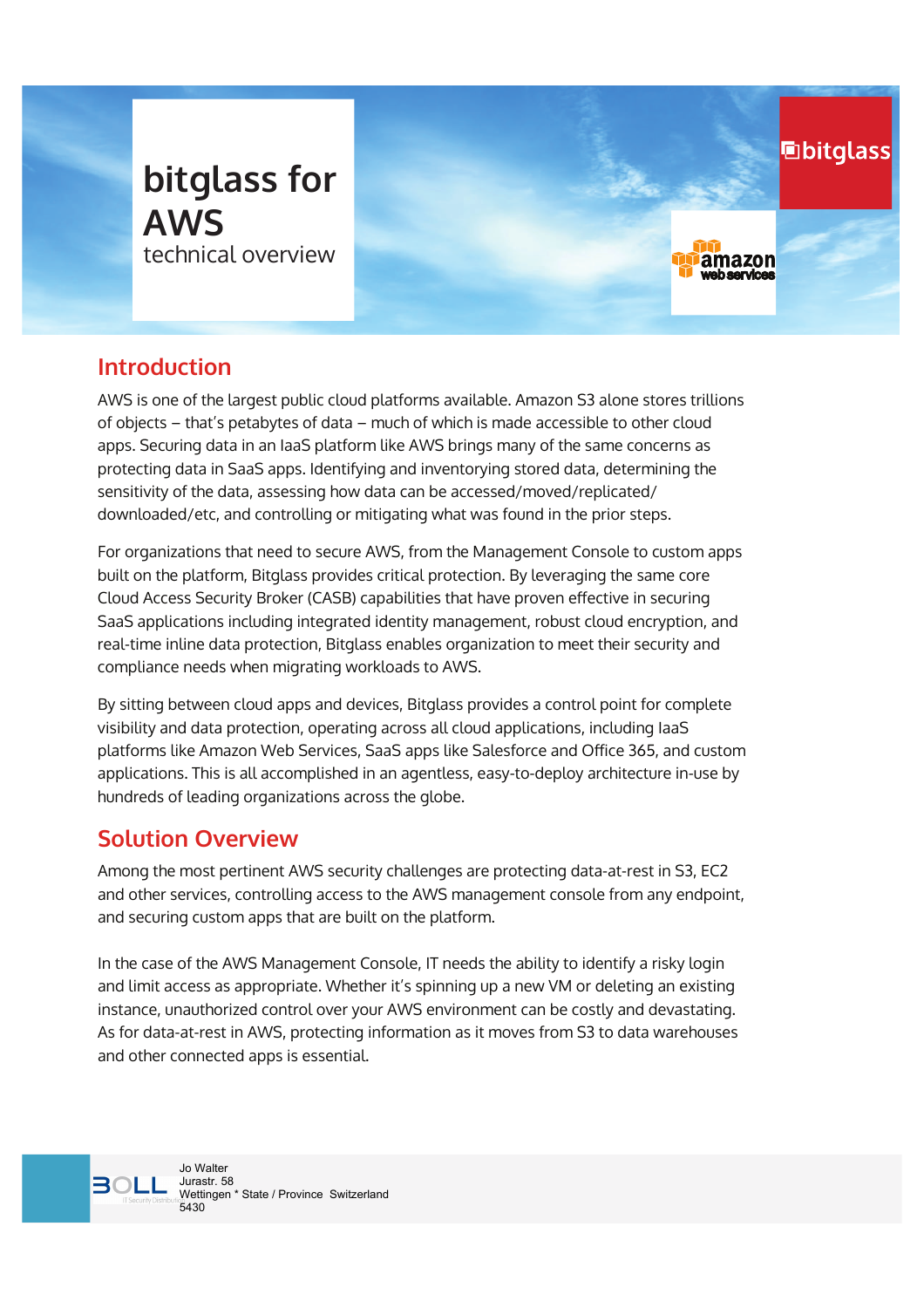# bitglass for AWS

technical overview

## Introduction

AWS is one of the largest public cloud platforms available. Amazon S3 alone stores trillions of objects – that's petabytes of data – much of which is made accessible to other cloud apps. Securing data in an IaaS platform like AWS brings many of the same concerns as protecting data in SaaS apps. Identifying and inventorying stored data, determining the sensitivity of the data, assessing how data can be accessed/moved/replicated/ downloaded/etc, and controlling or mitigating what was found in the prior steps.

For organizations that need to secure AWS, from the Management Console to custom apps built on the platform, Bitglass provides critical protection. By leveraging the same core Cloud Access Security Broker (CASB) capabilities that have proven effective in securing SaaS applications including integrated identity management, robust cloud encryption, and real-time inline data protection, Bitglass enables organization to meet their security and compliance needs when migrating workloads to AWS.

By sitting between cloud apps and devices, Bitglass provides a control point for complete visibility and data protection, operating across all cloud applications, including IaaS platforms like Amazon Web Services, SaaS apps like Salesforce and Office 365, and custom applications. This is all accomplished in an agentless, easy-to-deploy architecture in-use by hundreds of leading organizations across the globe.

## Solution Overview

Among the most pertinent AWS security challenges are protecting data-at-rest in S3, EC2 and other services, controlling access to the AWS management console from any endpoint, and securing custom apps that are built on the platform.

In the case of the AWS Management Console, IT needs the ability to identify a risky login and limit access as appropriate. Whether it's spinning up a new VM or deleting an existing instance, unauthorized control over your AWS environment can be costly and devastating. As for data-at-rest in AWS, protecting information as it moves from S3 to data warehouses and other connected apps is essential.

Jo Walter
Jurastr. 58
Wettingen * State / Province Switzerland
5430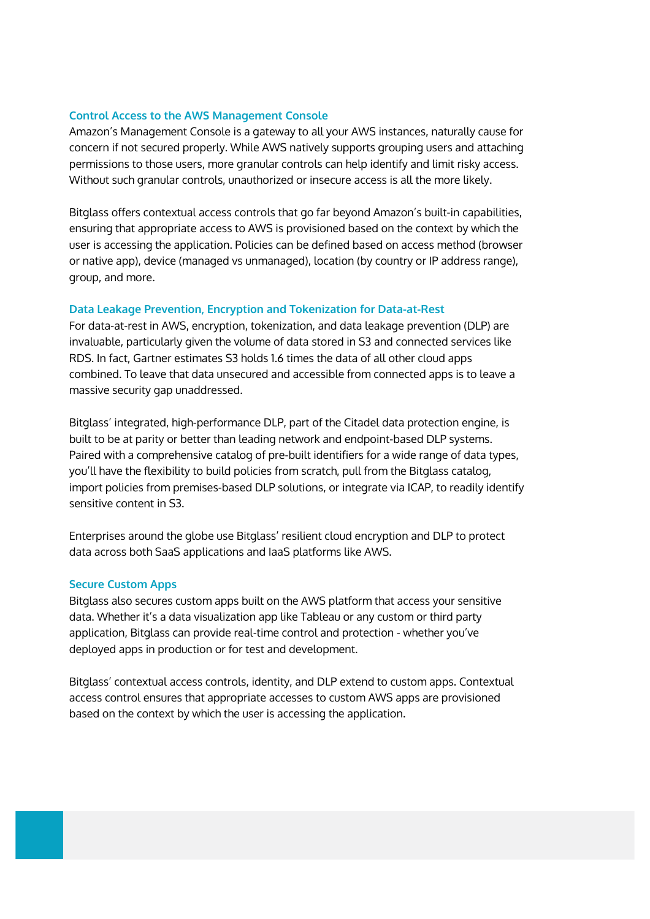### Control Access to the AWS Management Console

Amazon's Management Console is a gateway to all your AWS instances, naturally cause for concern if not secured properly. While AWS natively supports grouping users and attaching permissions to those users, more granular controls can help identify and limit risky access. Without such granular controls, unauthorized or insecure access is all the more likely.

Bitglass offers contextual access controls that go far beyond Amazon's built-in capabilities, ensuring that appropriate access to AWS is provisioned based on the context by which the user is accessing the application. Policies can be defined based on access method (browser or native app), device (managed vs unmanaged), location (by country or IP address range), group, and more.

### Data Leakage Prevention, Encryption and Tokenization for Data-at-Rest

For data-at-rest in AWS, encryption, tokenization, and data leakage prevention (DLP) are invaluable, particularly given the volume of data stored in S3 and connected services like RDS. In fact, Gartner estimates S3 holds 1.6 times the data of all other cloud apps combined. To leave that data unsecured and accessible from connected apps is to leave a massive security gap unaddressed.

Bitglass' integrated, high-performance DLP, part of the Citadel data protection engine, is built to be at parity or better than leading network and endpoint-based DLP systems. Paired with a comprehensive catalog of pre-built identifiers for a wide range of data types, you'll have the flexibility to build policies from scratch, pull from the Bitglass catalog, import policies from premises-based DLP solutions, or integrate via ICAP, to readily identify sensitive content in S3.

Enterprises around the globe use Bitglass' resilient cloud encryption and DLP to protect data across both SaaS applications and IaaS platforms like AWS.

### Secure Custom Apps

Bitglass also secures custom apps built on the AWS platform that access your sensitive data. Whether it's a data visualization app like Tableau or any custom or third party application, Bitglass can provide real-time control and protection - whether you've deployed apps in production or for test and development.

Bitglass' contextual access controls, identity, and DLP extend to custom apps. Contextual access control ensures that appropriate accesses to custom AWS apps are provisioned based on the context by which the user is accessing the application.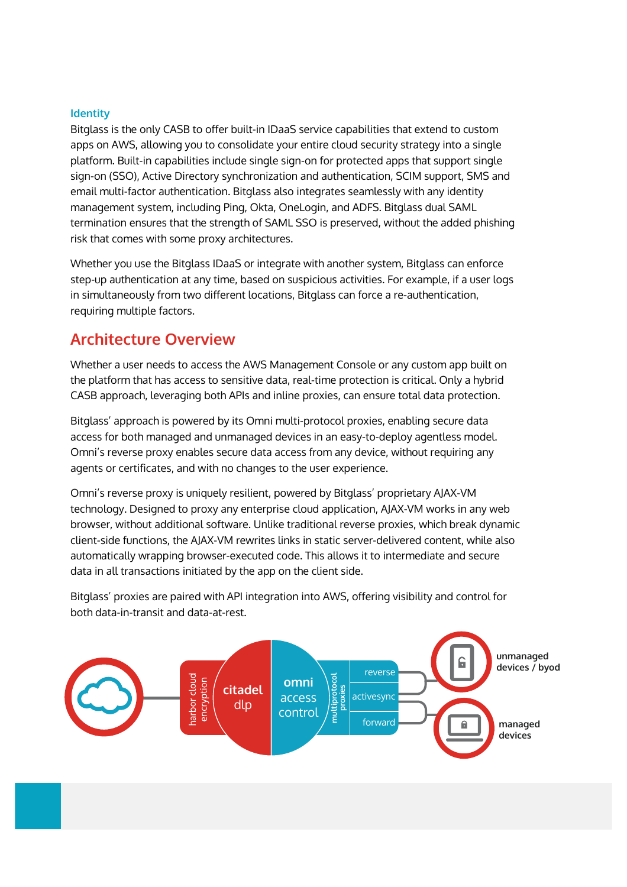### Identity

Bitglass is the only CASB to offer built-in IDaaS service capabilities that extend to custom apps on AWS, allowing you to consolidate your entire cloud security strategy into a single platform. Built-in capabilities include single sign-on for protected apps that support single sign-on (SSO), Active Directory synchronization and authentication, SCIM support, SMS and email multi-factor authentication. Bitglass also integrates seamlessly with any identity management system, including Ping, Okta, OneLogin, and ADFS. Bitglass dual SAML termination ensures that the strength of SAML SSO is preserved, without the added phishing risk that comes with some proxy architectures.

Whether you use the Bitglass IDaaS or integrate with another system, Bitglass can enforce step-up authentication at any time, based on suspicious activities. For example, if a user logs in simultaneously from two different locations, Bitglass can force a re-authentication, requiring multiple factors.

## Architecture Overview

Whether a user needs to access the AWS Management Console or any custom app built on the platform that has access to sensitive data, real-time protection is critical. Only a hybrid CASB approach, leveraging both APIs and inline proxies, can ensure total data protection.

Bitglass' approach is powered by its Omni multi-protocol proxies, enabling secure data access for both managed and unmanaged devices in an easy-to-deploy agentless model. Omni's reverse proxy enables secure data access from any device, without requiring any agents or certificates, and with no changes to the user experience.

Omni's reverse proxy is uniquely resilient, powered by Bitglass' proprietary AJAX-VM technology. Designed to proxy any enterprise cloud application, AJAX-VM works in any web browser, without additional software. Unlike traditional reverse proxies, which break dynamic client-side functions, the AJAX-VM rewrites links in static server-delivered content, while also automatically wrapping browser-executed code. This allows it to intermediate and secure data in all transactions initiated by the app on the client side.

Bitglass' proxies are paired with API integration into AWS, offering visibility and control for both data-in-transit and data-at-rest.

harbor cloud encryption | citadel dlp | omni access control | multiprotocol proxies: reverse, activesync, forward | unmanaged devices / byod | managed devices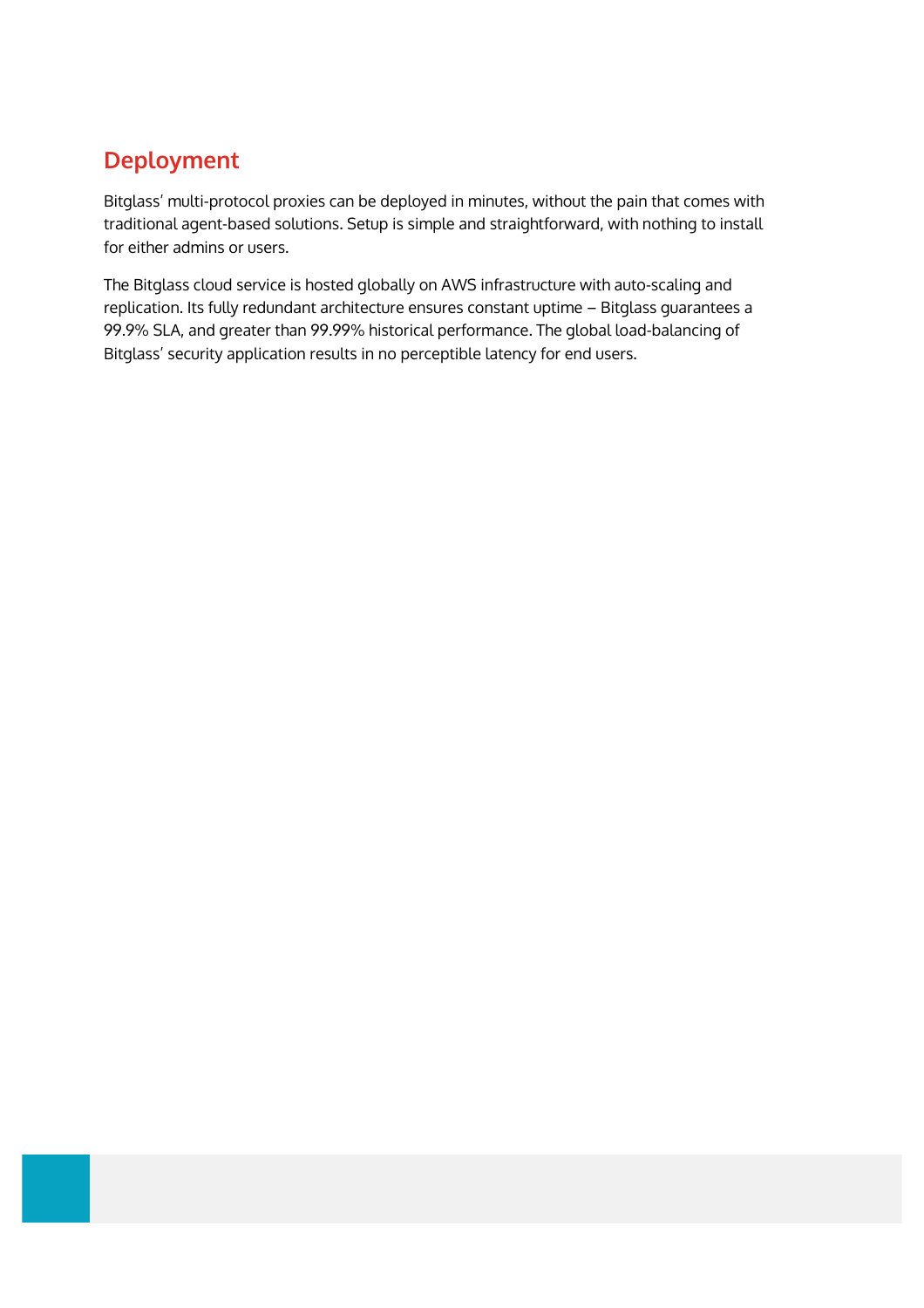## Deployment

Bitglass' multi-protocol proxies can be deployed in minutes, without the pain that comes with traditional agent-based solutions. Setup is simple and straightforward, with nothing to install for either admins or users.

The Bitglass cloud service is hosted globally on AWS infrastructure with auto-scaling and replication. Its fully redundant architecture ensures constant uptime – Bitglass guarantees a 99.9% SLA, and greater than 99.99% historical performance. The global load-balancing of Bitglass' security application results in no perceptible latency for end users.